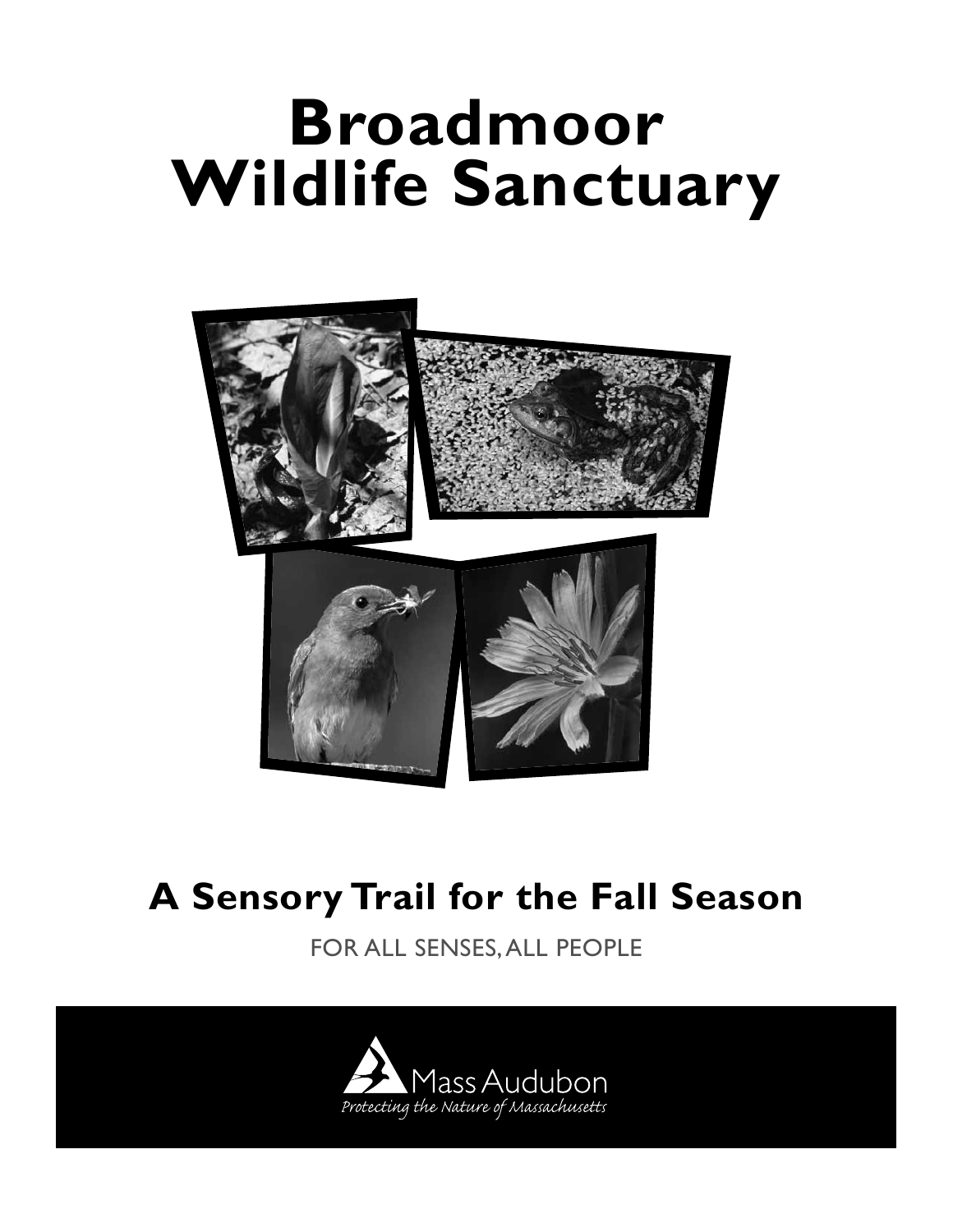# Broadmoor Wildlife Sanctuary

## A Sensory Trail for the Fall Season

FOR ALL SENSES, ALL PEOPLE

Mass Audubon

*Protecting the Nature of Massachusetts*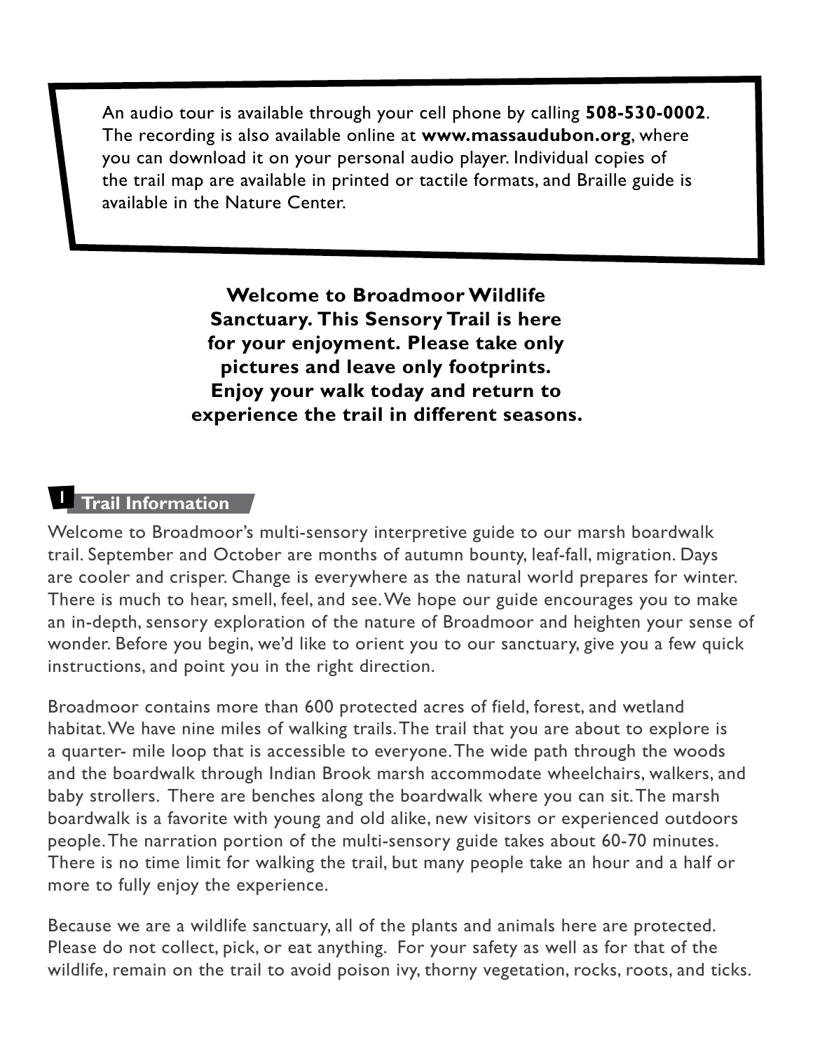An audio tour is available through your cell phone by calling **508-530-0002**. The recording is also available online at **www.massaudubon.org**, where you can download it on your personal audio player. Individual copies of the trail map are available in printed or tactile formats, and Braille guide is available in the Nature Center.

**Welcome to Broadmoor Wildlife Sanctuary. This Sensory Trail is here for your enjoyment. Please take only pictures and leave only footprints. Enjoy your walk today and return to experience the trail in different seasons.**

## 1 Trail Information

Welcome to Broadmoor's multi-sensory interpretive guide to our marsh boardwalk trail. September and October are months of autumn bounty, leaf-fall, migration. Days are cooler and crisper. Change is everywhere as the natural world prepares for winter. There is much to hear, smell, feel, and see. We hope our guide encourages you to make an in-depth, sensory exploration of the nature of Broadmoor and heighten your sense of wonder. Before you begin, we'd like to orient you to our sanctuary, give you a few quick instructions, and point you in the right direction.

Broadmoor contains more than 600 protected acres of field, forest, and wetland habitat. We have nine miles of walking trails. The trail that you are about to explore is a quarter- mile loop that is accessible to everyone. The wide path through the woods and the boardwalk through Indian Brook marsh accommodate wheelchairs, walkers, and baby strollers. There are benches along the boardwalk where you can sit. The marsh boardwalk is a favorite with young and old alike, new visitors or experienced outdoors people. The narration portion of the multi-sensory guide takes about 60-70 minutes. There is no time limit for walking the trail, but many people take an hour and a half or more to fully enjoy the experience.

Because we are a wildlife sanctuary, all of the plants and animals here are protected. Please do not collect, pick, or eat anything. For your safety as well as for that of the wildlife, remain on the trail to avoid poison ivy, thorny vegetation, rocks, roots, and ticks.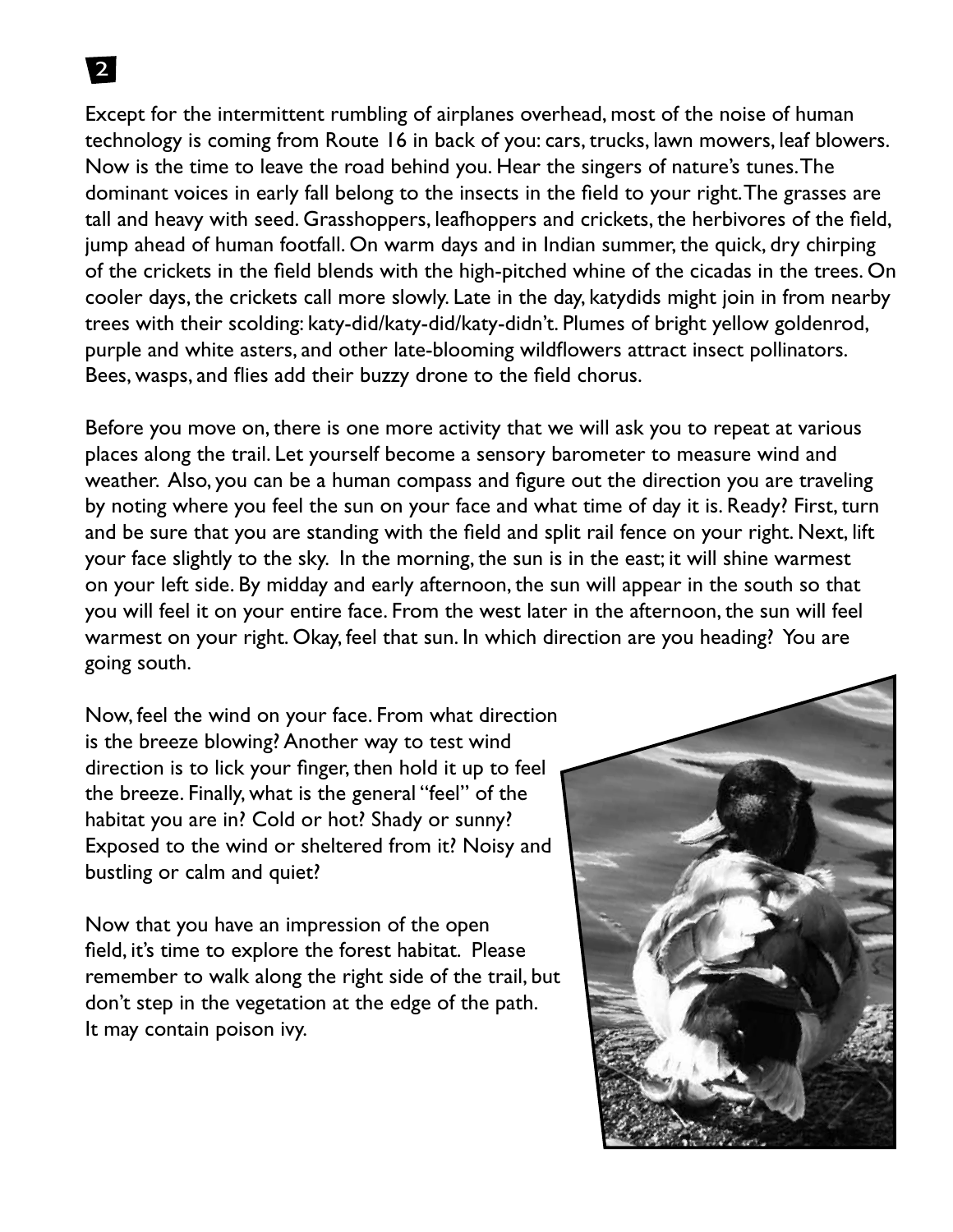Except for the intermittent rumbling of airplanes overhead, most of the noise of human technology is coming from Route 16 in back of you: cars, trucks, lawn mowers, leaf blowers. Now is the time to leave the road behind you. Hear the singers of nature's tunes. The dominant voices in early fall belong to the insects in the field to your right. The grasses are tall and heavy with seed. Grasshoppers, leafhoppers and crickets, the herbivores of the field, jump ahead of human footfall. On warm days and in Indian summer, the quick, dry chirping of the crickets in the field blends with the high-pitched whine of the cicadas in the trees. On cooler days, the crickets call more slowly. Late in the day, katydids might join in from nearby trees with their scolding: katy-did/katy-did/katy-didn't. Plumes of bright yellow goldenrod, purple and white asters, and other late-blooming wildflowers attract insect pollinators. Bees, wasps, and flies add their buzzy drone to the field chorus.

Before you move on, there is one more activity that we will ask you to repeat at various places along the trail. Let yourself become a sensory barometer to measure wind and weather. Also, you can be a human compass and figure out the direction you are traveling by noting where you feel the sun on your face and what time of day it is. Ready? First, turn and be sure that you are standing with the field and split rail fence on your right. Next, lift your face slightly to the sky. In the morning, the sun is in the east; it will shine warmest on your left side. By midday and early afternoon, the sun will appear in the south so that you will feel it on your entire face. From the west later in the afternoon, the sun will feel warmest on your right. Okay, feel that sun. In which direction are you heading? You are going south.

Now, feel the wind on your face. From what direction is the breeze blowing? Another way to test wind direction is to lick your finger, then hold it up to feel the breeze. Finally, what is the general "feel" of the habitat you are in? Cold or hot? Shady or sunny? Exposed to the wind or sheltered from it? Noisy and bustling or calm and quiet?

Now that you have an impression of the open field, it's time to explore the forest habitat. Please remember to walk along the right side of the trail, but don't step in the vegetation at the edge of the path. It may contain poison ivy.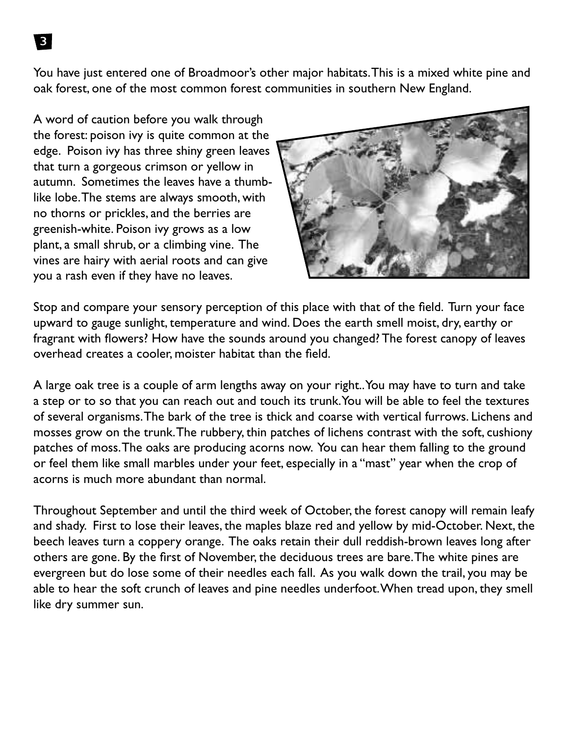**3**

You have just entered one of Broadmoor's other major habitats. This is a mixed white pine and oak forest, one of the most common forest communities in southern New England.

A word of caution before you walk through the forest: poison ivy is quite common at the edge. Poison ivy has three shiny green leaves that turn a gorgeous crimson or yellow in autumn. Sometimes the leaves have a thumb-like lobe. The stems are always smooth, with no thorns or prickles, and the berries are greenish-white. Poison ivy grows as a low plant, a small shrub, or a climbing vine. The vines are hairy with aerial roots and can give you a rash even if they have no leaves.

Stop and compare your sensory perception of this place with that of the field. Turn your face upward to gauge sunlight, temperature and wind. Does the earth smell moist, dry, earthy or fragrant with flowers? How have the sounds around you changed? The forest canopy of leaves overhead creates a cooler, moister habitat than the field.

A large oak tree is a couple of arm lengths away on your right.. You may have to turn and take a step or to so that you can reach out and touch its trunk. You will be able to feel the textures of several organisms. The bark of the tree is thick and coarse with vertical furrows. Lichens and mosses grow on the trunk. The rubbery, thin patches of lichens contrast with the soft, cushiony patches of moss. The oaks are producing acorns now. You can hear them falling to the ground or feel them like small marbles under your feet, especially in a "mast" year when the crop of acorns is much more abundant than normal.

Throughout September and until the third week of October, the forest canopy will remain leafy and shady. First to lose their leaves, the maples blaze red and yellow by mid-October. Next, the beech leaves turn a coppery orange. The oaks retain their dull reddish-brown leaves long after others are gone. By the first of November, the deciduous trees are bare. The white pines are evergreen but do lose some of their needles each fall. As you walk down the trail, you may be able to hear the soft crunch of leaves and pine needles underfoot. When tread upon, they smell like dry summer sun.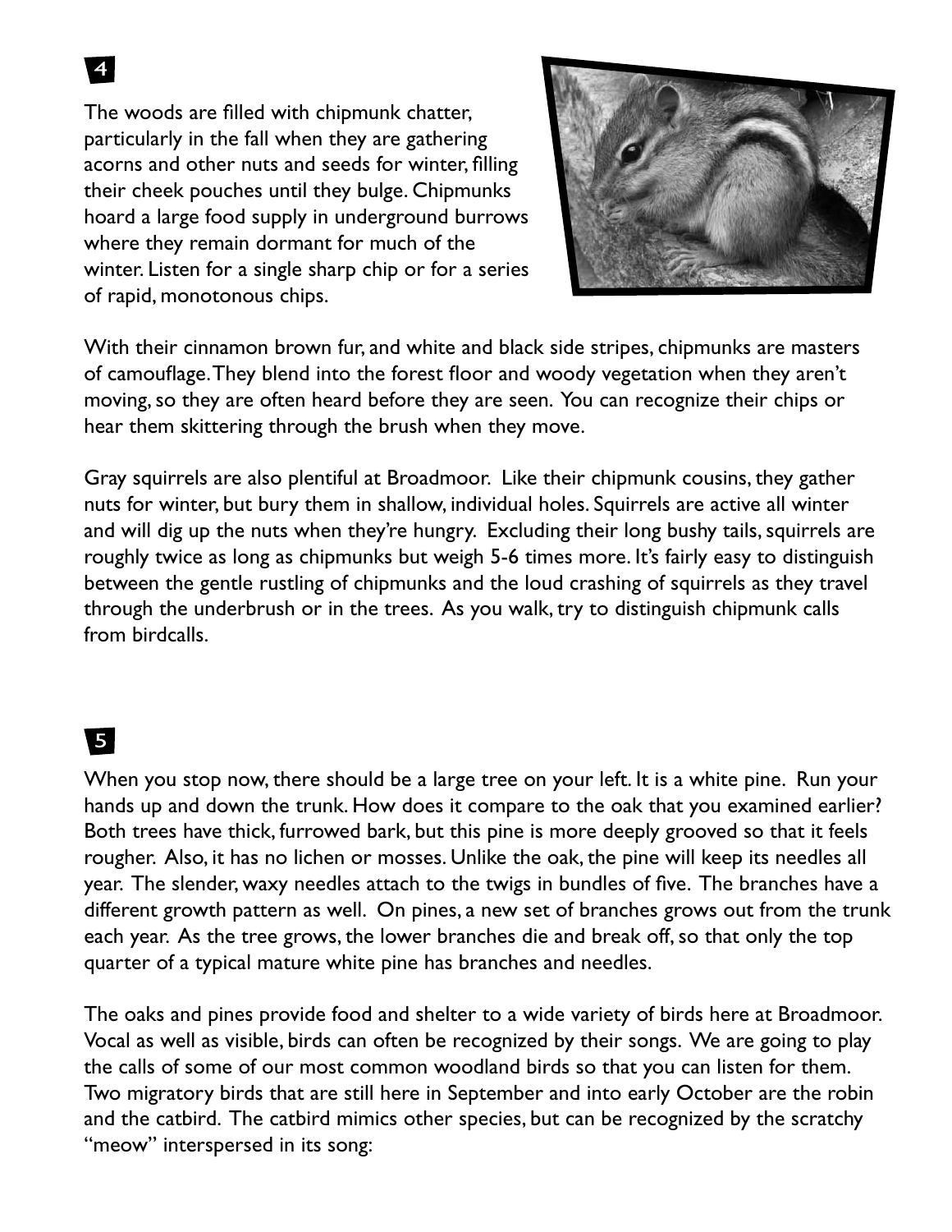## 4

The woods are filled with chipmunk chatter, particularly in the fall when they are gathering acorns and other nuts and seeds for winter, filling their cheek pouches until they bulge. Chipmunks hoard a large food supply in underground burrows where they remain dormant for much of the winter. Listen for a single sharp chip or for a series of rapid, monotonous chips.

With their cinnamon brown fur, and white and black side stripes, chipmunks are masters of camouflage. They blend into the forest floor and woody vegetation when they aren't moving, so they are often heard before they are seen. You can recognize their chips or hear them skittering through the brush when they move.

Gray squirrels are also plentiful at Broadmoor. Like their chipmunk cousins, they gather nuts for winter, but bury them in shallow, individual holes. Squirrels are active all winter and will dig up the nuts when they're hungry. Excluding their long bushy tails, squirrels are roughly twice as long as chipmunks but weigh 5-6 times more. It's fairly easy to distinguish between the gentle rustling of chipmunks and the loud crashing of squirrels as they travel through the underbrush or in the trees. As you walk, try to distinguish chipmunk calls from birdcalls.

## 5

When you stop now, there should be a large tree on your left. It is a white pine. Run your hands up and down the trunk. How does it compare to the oak that you examined earlier? Both trees have thick, furrowed bark, but this pine is more deeply grooved so that it feels rougher. Also, it has no lichen or mosses. Unlike the oak, the pine will keep its needles all year. The slender, waxy needles attach to the twigs in bundles of five. The branches have a different growth pattern as well. On pines, a new set of branches grows out from the trunk each year. As the tree grows, the lower branches die and break off, so that only the top quarter of a typical mature white pine has branches and needles.

The oaks and pines provide food and shelter to a wide variety of birds here at Broadmoor. Vocal as well as visible, birds can often be recognized by their songs. We are going to play the calls of some of our most common woodland birds so that you can listen for them. Two migratory birds that are still here in September and into early October are the robin and the catbird. The catbird mimics other species, but can be recognized by the scratchy "meow" interspersed in its song: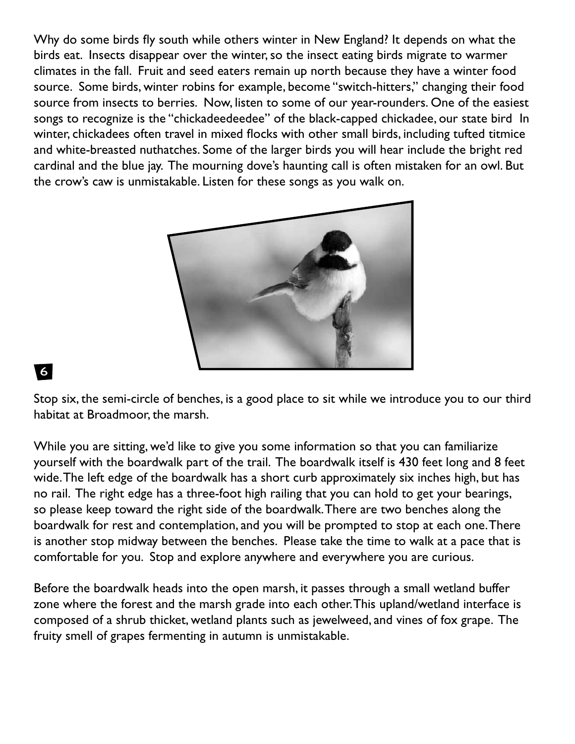Why do some birds fly south while others winter in New England? It depends on what the birds eat. Insects disappear over the winter, so the insect eating birds migrate to warmer climates in the fall. Fruit and seed eaters remain up north because they have a winter food source. Some birds, winter robins for example, become "switch-hitters," changing their food source from insects to berries. Now, listen to some of our year-rounders. One of the easiest songs to recognize is the "chickadeedeedee" of the black-capped chickadee, our state bird In winter, chickadees often travel in mixed flocks with other small birds, including tufted titmice and white-breasted nuthatches. Some of the larger birds you will hear include the bright red cardinal and the blue jay. The mourning dove's haunting call is often mistaken for an owl. But the crow's caw is unmistakable. Listen for these songs as you walk on.

**6**

Stop six, the semi-circle of benches, is a good place to sit while we introduce you to our third habitat at Broadmoor, the marsh.

While you are sitting, we'd like to give you some information so that you can familiarize yourself with the boardwalk part of the trail. The boardwalk itself is 430 feet long and 8 feet wide. The left edge of the boardwalk has a short curb approximately six inches high, but has no rail. The right edge has a three-foot high railing that you can hold to get your bearings, so please keep toward the right side of the boardwalk. There are two benches along the boardwalk for rest and contemplation, and you will be prompted to stop at each one. There is another stop midway between the benches. Please take the time to walk at a pace that is comfortable for you. Stop and explore anywhere and everywhere you are curious.

Before the boardwalk heads into the open marsh, it passes through a small wetland buffer zone where the forest and the marsh grade into each other. This upland/wetland interface is composed of a shrub thicket, wetland plants such as jewelweed, and vines of fox grape. The fruity smell of grapes fermenting in autumn is unmistakable.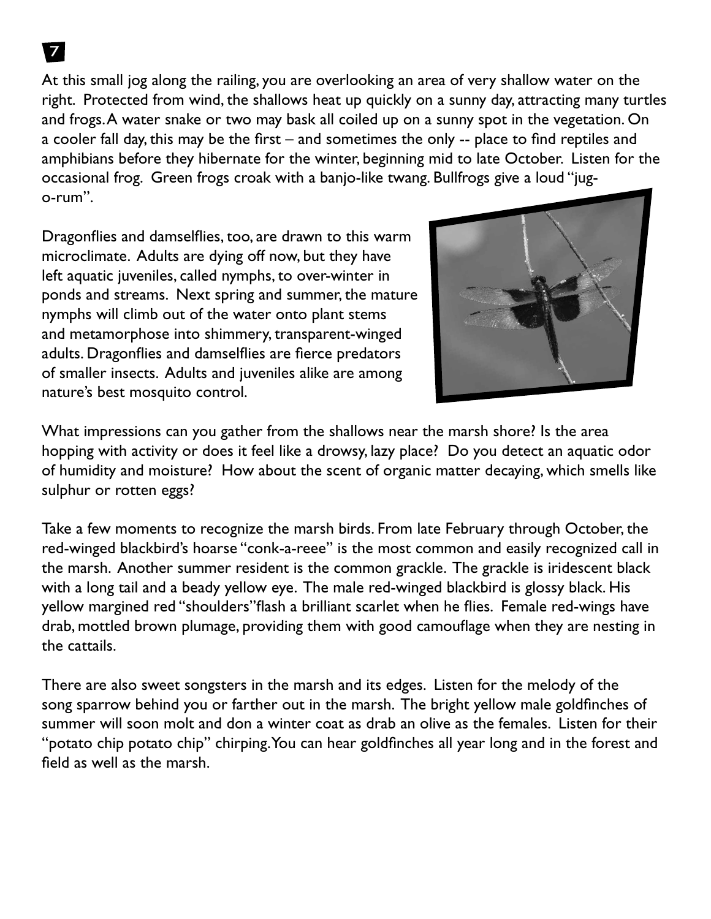## 7

At this small jog along the railing, you are overlooking an area of very shallow water on the right. Protected from wind, the shallows heat up quickly on a sunny day, attracting many turtles and frogs. A water snake or two may bask all coiled up on a sunny spot in the vegetation. On a cooler fall day, this may be the first – and sometimes the only -- place to find reptiles and amphibians before they hibernate for the winter, beginning mid to late October. Listen for the occasional frog. Green frogs croak with a banjo-like twang. Bullfrogs give a loud "jug-o-rum".

Dragonflies and damselflies, too, are drawn to this warm microclimate. Adults are dying off now, but they have left aquatic juveniles, called nymphs, to over-winter in ponds and streams. Next spring and summer, the mature nymphs will climb out of the water onto plant stems and metamorphose into shimmery, transparent-winged adults. Dragonflies and damselflies are fierce predators of smaller insects. Adults and juveniles alike are among nature's best mosquito control.

What impressions can you gather from the shallows near the marsh shore? Is the area hopping with activity or does it feel like a drowsy, lazy place? Do you detect an aquatic odor of humidity and moisture? How about the scent of organic matter decaying, which smells like sulphur or rotten eggs?

Take a few moments to recognize the marsh birds. From late February through October, the red-winged blackbird's hoarse "conk-a-reee" is the most common and easily recognized call in the marsh. Another summer resident is the common grackle. The grackle is iridescent black with a long tail and a beady yellow eye. The male red-winged blackbird is glossy black. His yellow margined red "shoulders" flash a brilliant scarlet when he flies. Female red-wings have drab, mottled brown plumage, providing them with good camouflage when they are nesting in the cattails.

There are also sweet songsters in the marsh and its edges. Listen for the melody of the song sparrow behind you or farther out in the marsh. The bright yellow male goldfinches of summer will soon molt and don a winter coat as drab an olive as the females. Listen for their "potato chip potato chip" chirping. You can hear goldfinches all year long and in the forest and field as well as the marsh.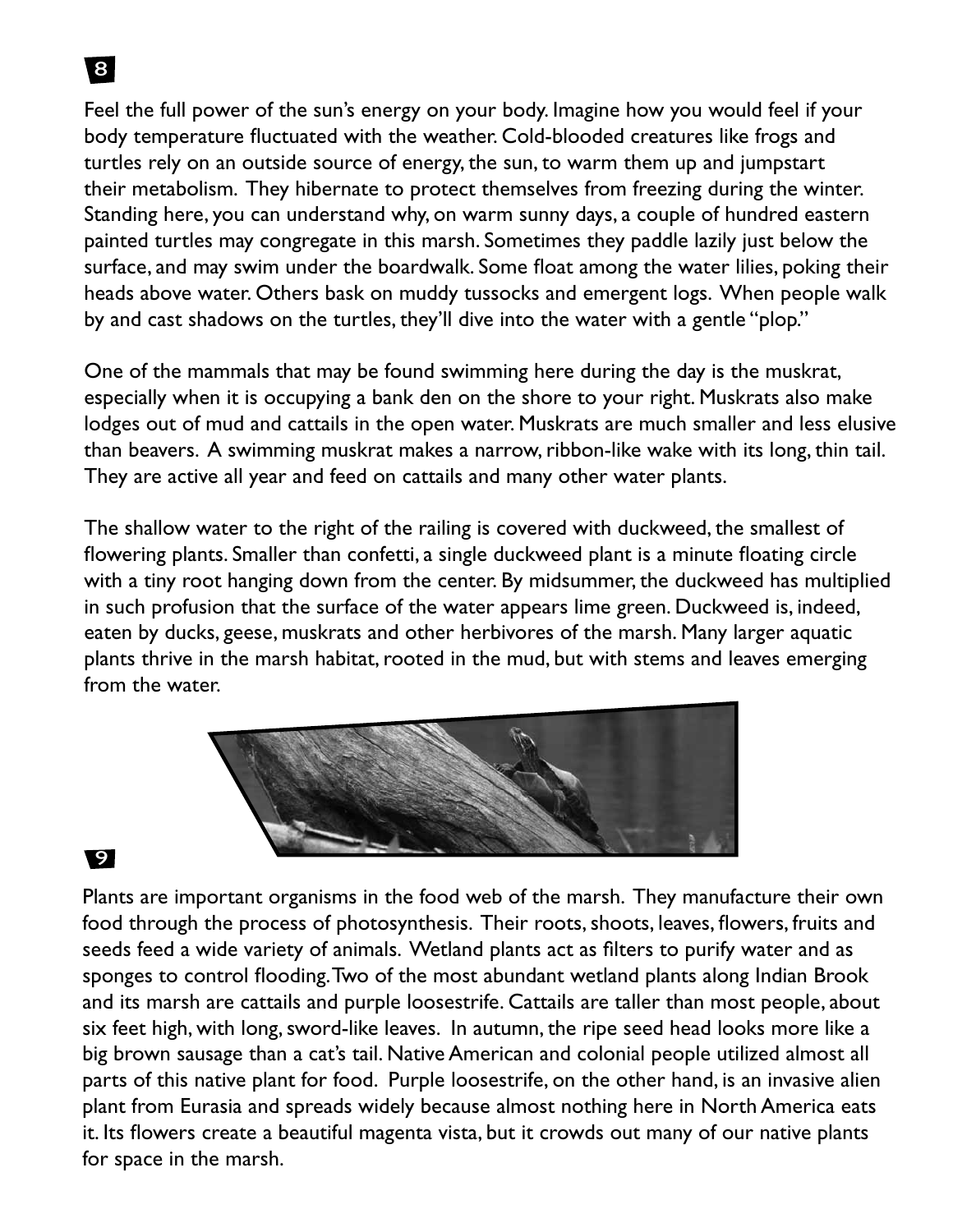**8**

Feel the full power of the sun's energy on your body. Imagine how you would feel if your body temperature fluctuated with the weather. Cold-blooded creatures like frogs and turtles rely on an outside source of energy, the sun, to warm them up and jumpstart their metabolism. They hibernate to protect themselves from freezing during the winter. Standing here, you can understand why, on warm sunny days, a couple of hundred eastern painted turtles may congregate in this marsh. Sometimes they paddle lazily just below the surface, and may swim under the boardwalk. Some float among the water lilies, poking their heads above water. Others bask on muddy tussocks and emergent logs. When people walk by and cast shadows on the turtles, they'll dive into the water with a gentle "plop."

One of the mammals that may be found swimming here during the day is the muskrat, especially when it is occupying a bank den on the shore to your right. Muskrats also make lodges out of mud and cattails in the open water. Muskrats are much smaller and less elusive than beavers. A swimming muskrat makes a narrow, ribbon-like wake with its long, thin tail. They are active all year and feed on cattails and many other water plants.

The shallow water to the right of the railing is covered with duckweed, the smallest of flowering plants. Smaller than confetti, a single duckweed plant is a minute floating circle with a tiny root hanging down from the center. By midsummer, the duckweed has multiplied in such profusion that the surface of the water appears lime green. Duckweed is, indeed, eaten by ducks, geese, muskrats and other herbivores of the marsh. Many larger aquatic plants thrive in the marsh habitat, rooted in the mud, but with stems and leaves emerging from the water.

**9**

Plants are important organisms in the food web of the marsh. They manufacture their own food through the process of photosynthesis. Their roots, shoots, leaves, flowers, fruits and seeds feed a wide variety of animals. Wetland plants act as filters to purify water and as sponges to control flooding. Two of the most abundant wetland plants along Indian Brook and its marsh are cattails and purple loosestrife. Cattails are taller than most people, about six feet high, with long, sword-like leaves. In autumn, the ripe seed head looks more like a big brown sausage than a cat's tail. Native American and colonial people utilized almost all parts of this native plant for food. Purple loosestrife, on the other hand, is an invasive alien plant from Eurasia and spreads widely because almost nothing here in North America eats it. Its flowers create a beautiful magenta vista, but it crowds out many of our native plants for space in the marsh.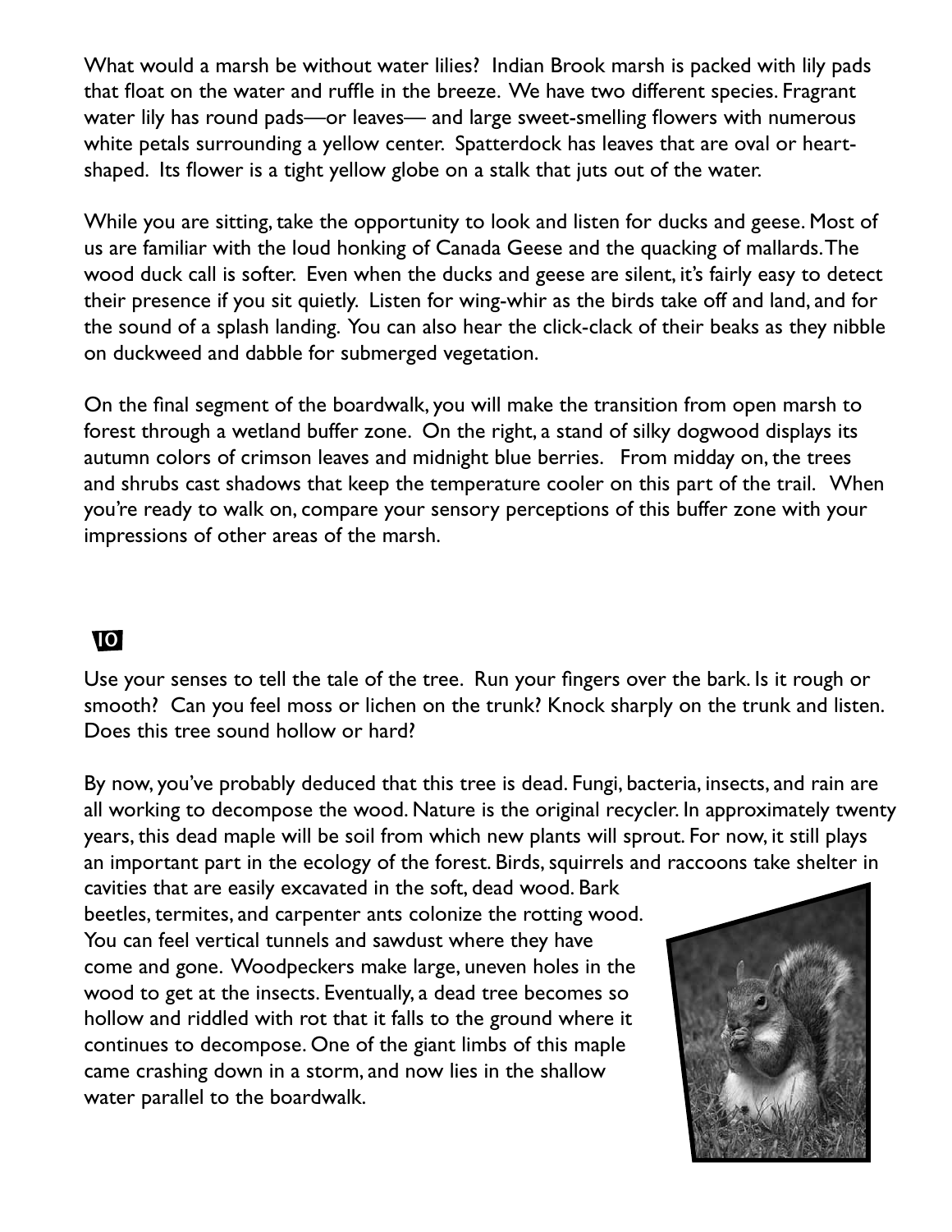What would a marsh be without water lilies? Indian Brook marsh is packed with lily pads that float on the water and ruffle in the breeze. We have two different species. Fragrant water lily has round pads—or leaves— and large sweet-smelling flowers with numerous white petals surrounding a yellow center. Spatterdock has leaves that are oval or heart-shaped. Its flower is a tight yellow globe on a stalk that juts out of the water.

While you are sitting, take the opportunity to look and listen for ducks and geese. Most of us are familiar with the loud honking of Canada Geese and the quacking of mallards. The wood duck call is softer. Even when the ducks and geese are silent, it's fairly easy to detect their presence if you sit quietly. Listen for wing-whir as the birds take off and land, and for the sound of a splash landing. You can also hear the click-clack of their beaks as they nibble on duckweed and dabble for submerged vegetation.

On the final segment of the boardwalk, you will make the transition from open marsh to forest through a wetland buffer zone. On the right, a stand of silky dogwood displays its autumn colors of crimson leaves and midnight blue berries. From midday on, the trees and shrubs cast shadows that keep the temperature cooler on this part of the trail. When you're ready to walk on, compare your sensory perceptions of this buffer zone with your impressions of other areas of the marsh.

## 10

Use your senses to tell the tale of the tree. Run your fingers over the bark. Is it rough or smooth? Can you feel moss or lichen on the trunk? Knock sharply on the trunk and listen. Does this tree sound hollow or hard?

By now, you've probably deduced that this tree is dead. Fungi, bacteria, insects, and rain are all working to decompose the wood. Nature is the original recycler. In approximately twenty years, this dead maple will be soil from which new plants will sprout. For now, it still plays an important part in the ecology of the forest. Birds, squirrels and raccoons take shelter in cavities that are easily excavated in the soft, dead wood. Bark beetles, termites, and carpenter ants colonize the rotting wood. You can feel vertical tunnels and sawdust where they have come and gone. Woodpeckers make large, uneven holes in the wood to get at the insects. Eventually, a dead tree becomes so hollow and riddled with rot that it falls to the ground where it continues to decompose. One of the giant limbs of this maple came crashing down in a storm, and now lies in the shallow water parallel to the boardwalk.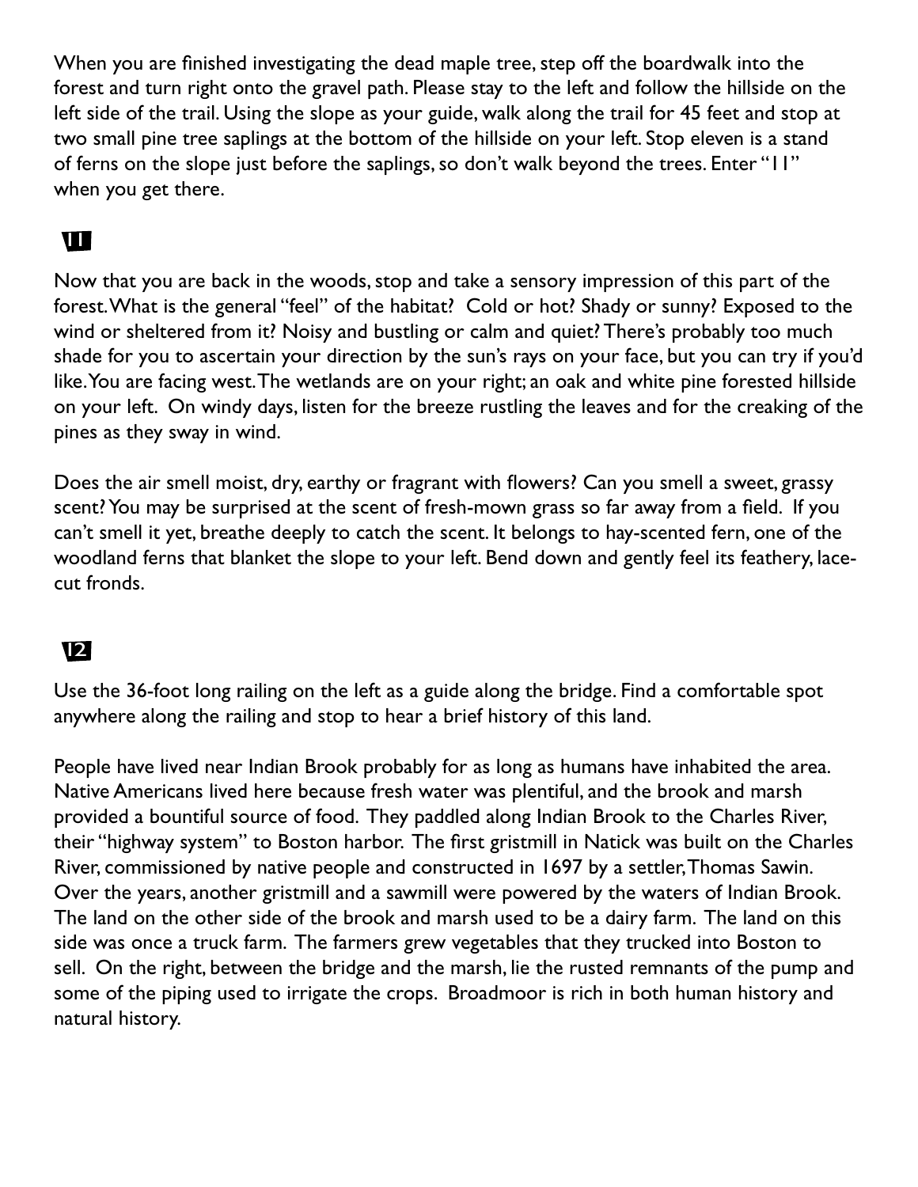When you are finished investigating the dead maple tree, step off the boardwalk into the forest and turn right onto the gravel path. Please stay to the left and follow the hillside on the left side of the trail. Using the slope as your guide, walk along the trail for 45 feet and stop at two small pine tree saplings at the bottom of the hillside on your left. Stop eleven is a stand of ferns on the slope just before the saplings, so don't walk beyond the trees. Enter "11" when you get there.

## 11

Now that you are back in the woods, stop and take a sensory impression of this part of the forest. What is the general "feel" of the habitat? Cold or hot? Shady or sunny? Exposed to the wind or sheltered from it? Noisy and bustling or calm and quiet? There's probably too much shade for you to ascertain your direction by the sun's rays on your face, but you can try if you'd like. You are facing west. The wetlands are on your right; an oak and white pine forested hillside on your left. On windy days, listen for the breeze rustling the leaves and for the creaking of the pines as they sway in wind.

Does the air smell moist, dry, earthy or fragrant with flowers? Can you smell a sweet, grassy scent? You may be surprised at the scent of fresh-mown grass so far away from a field. If you can't smell it yet, breathe deeply to catch the scent. It belongs to hay-scented fern, one of the woodland ferns that blanket the slope to your left. Bend down and gently feel its feathery, lace-cut fronds.

## 12

Use the 36-foot long railing on the left as a guide along the bridge. Find a comfortable spot anywhere along the railing and stop to hear a brief history of this land.

People have lived near Indian Brook probably for as long as humans have inhabited the area. Native Americans lived here because fresh water was plentiful, and the brook and marsh provided a bountiful source of food. They paddled along Indian Brook to the Charles River, their "highway system" to Boston harbor. The first gristmill in Natick was built on the Charles River, commissioned by native people and constructed in 1697 by a settler, Thomas Sawin. Over the years, another gristmill and a sawmill were powered by the waters of Indian Brook. The land on the other side of the brook and marsh used to be a dairy farm. The land on this side was once a truck farm. The farmers grew vegetables that they trucked into Boston to sell. On the right, between the bridge and the marsh, lie the rusted remnants of the pump and some of the piping used to irrigate the crops. Broadmoor is rich in both human history and natural history.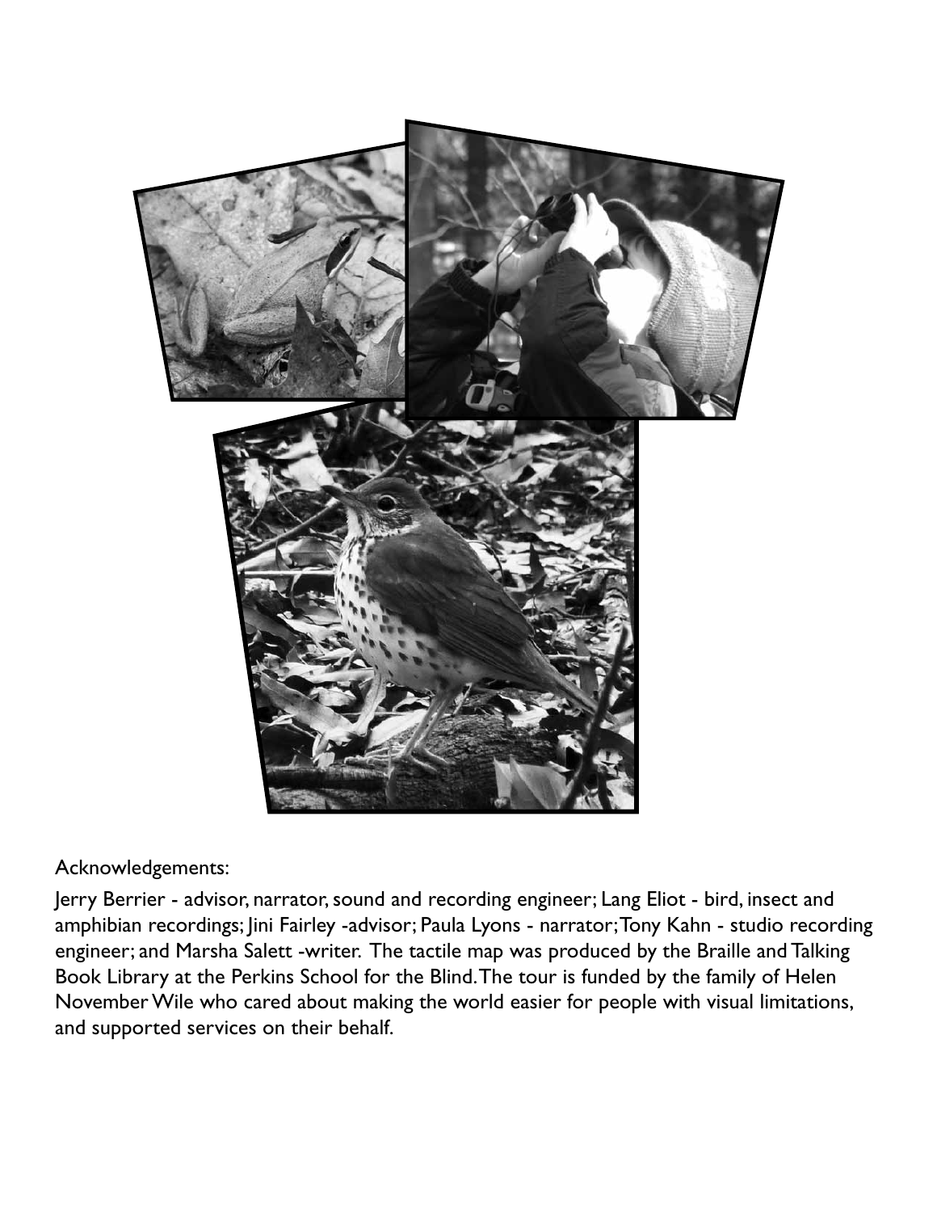Acknowledgements:

Jerry Berrier - advisor, narrator, sound and recording engineer; Lang Eliot - bird, insect and amphibian recordings; Jini Fairley -advisor; Paula Lyons - narrator; Tony Kahn - studio recording engineer; and Marsha Salett -writer. The tactile map was produced by the Braille and Talking Book Library at the Perkins School for the Blind. The tour is funded by the family of Helen November Wile who cared about making the world easier for people with visual limitations, and supported services on their behalf.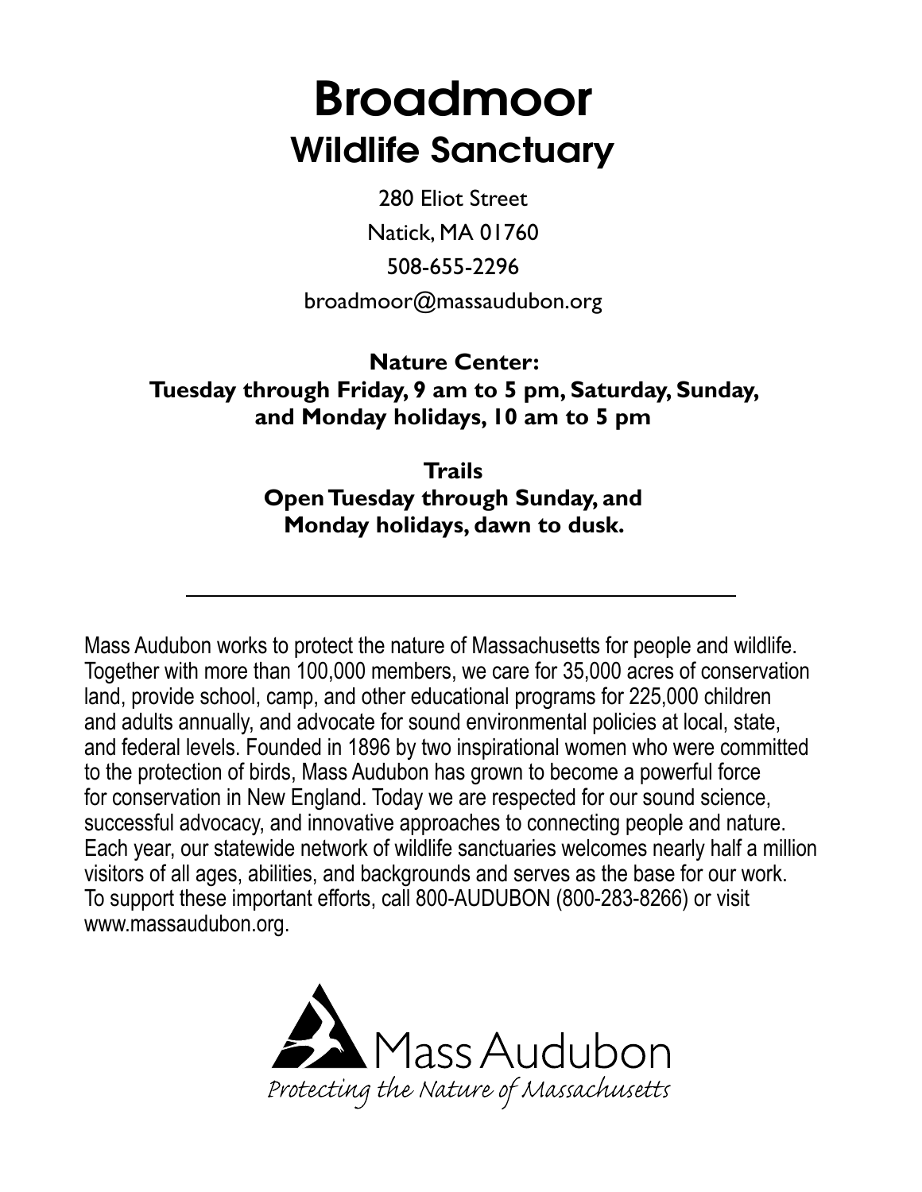# Broadmoor

## Wildlife Sanctuary

280 Eliot Street

Natick, MA 01760

508-655-2296

broadmoor@massaudubon.org

**Nature Center:**
**Tuesday through Friday, 9 am to 5 pm, Saturday, Sunday, and Monday holidays, 10 am to 5 pm**

**Trails**
**Open Tuesday through Sunday, and Monday holidays, dawn to dusk.**

---

Mass Audubon works to protect the nature of Massachusetts for people and wildlife. Together with more than 100,000 members, we care for 35,000 acres of conservation land, provide school, camp, and other educational programs for 225,000 children and adults annually, and advocate for sound environmental policies at local, state, and federal levels. Founded in 1896 by two inspirational women who were committed to the protection of birds, Mass Audubon has grown to become a powerful force for conservation in New England. Today we are respected for our sound science, successful advocacy, and innovative approaches to connecting people and nature. Each year, our statewide network of wildlife sanctuaries welcomes nearly half a million visitors of all ages, abilities, and backgrounds and serves as the base for our work. To support these important efforts, call 800-AUDUBON (800-283-8266) or visit www.massaudubon.org.

Mass Audubon

*Protecting the Nature of Massachusetts*